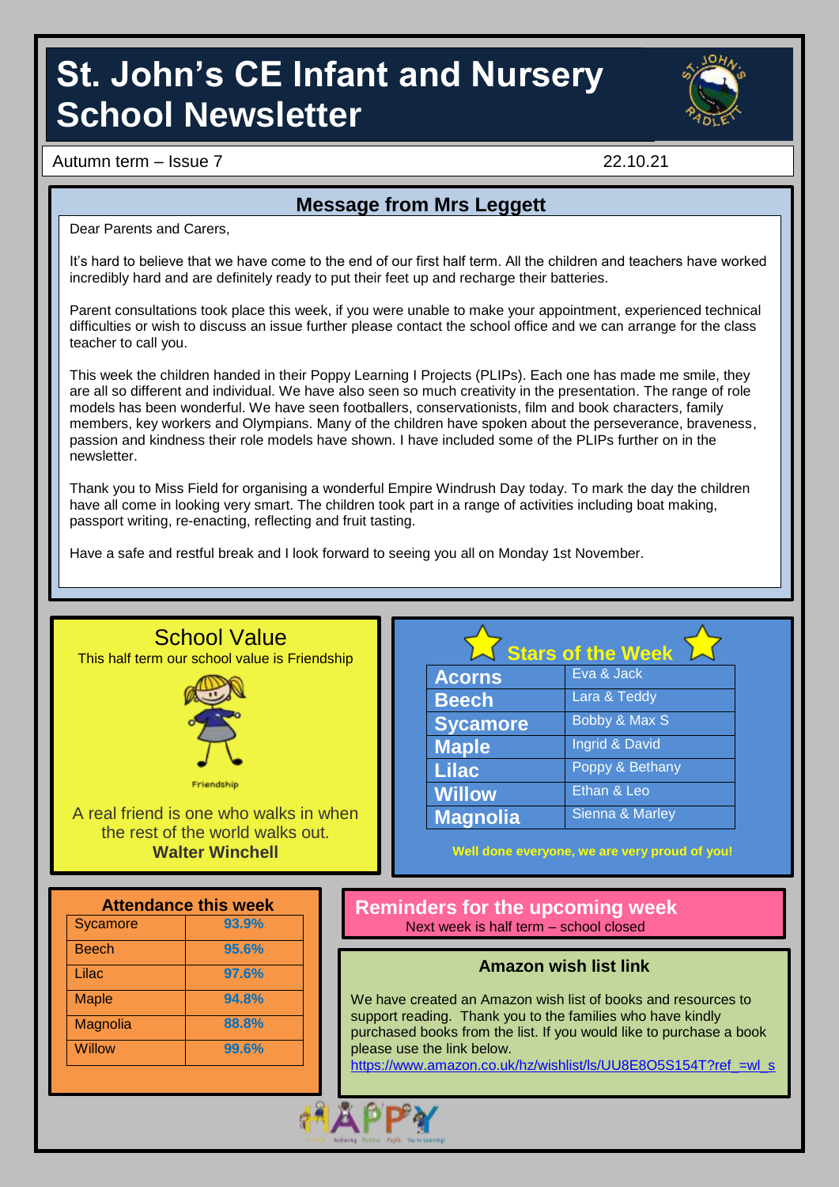# St. John's CE Infant and Nursery School Newsletter

Autumn term – Issue 7 22.10.21

## Message from Mrs Leggett

Dear Parents and Carers,

It's hard to believe that we have come to the end of our first half term. All the children and teachers have worked incredibly hard and are definitely ready to put their feet up and recharge their batteries.

Parent consultations took place this week, if you were unable to make your appointment, experienced technical difficulties or wish to discuss an issue further please contact the school office and we can arrange for the class teacher to call you.

This week the children handed in their Poppy Learning I Projects (PLIPs). Each one has made me smile, they are all so different and individual. We have also seen so much creativity in the presentation. The range of role models has been wonderful. We have seen footballers, conservationists, film and book characters, family members, key workers and Olympians. Many of the children have spoken about the perseverance, braveness, passion and kindness their role models have shown. I have included some of the PLIPs further on in the newsletter.

Thank you to Miss Field for organising a wonderful Empire Windrush Day today. To mark the day the children have all come in looking very smart. The children took part in a range of activities including boat making, passport writing, re-enacting, reflecting and fruit tasting.

Have a safe and restful break and I look forward to seeing you all on Monday 1st November.

## School Value

This half term our school value is Friendship

Friendship

A real friend is one who walks in when the rest of the world walks out.
**Walter Winchell**

## Stars of the Week

| Class | Stars |
|---|---|
| **Acorns** | Eva & Jack |
| **Beech** | Lara & Teddy |
| **Sycamore** | Bobby & Max S |
| **Maple** | Ingrid & David |
| **Lilac** | Poppy & Bethany |
| **Willow** | Ethan & Leo |
| **Magnolia** | Sienna & Marley |

**Well done everyone, we are very proud of you!**

## Attendance this week

| Class | Attendance |
|---|---|
| Sycamore | 93.9% |
| Beech | 95.6% |
| Lilac | 97.6% |
| Maple | 94.8% |
| Magnolia | 88.8% |
| Willow | 99.6% |

## Reminders for the upcoming week

Next week is half term – school closed

## Amazon wish list link

We have created an Amazon wish list of books and resources to support reading. Thank you to the families who have kindly purchased books from the list. If you would like to purchase a book please use the link below.

https://www.amazon.co.uk/hz/wishlist/ls/UU8E8O5S154T?ref_=wl_s

HAPPY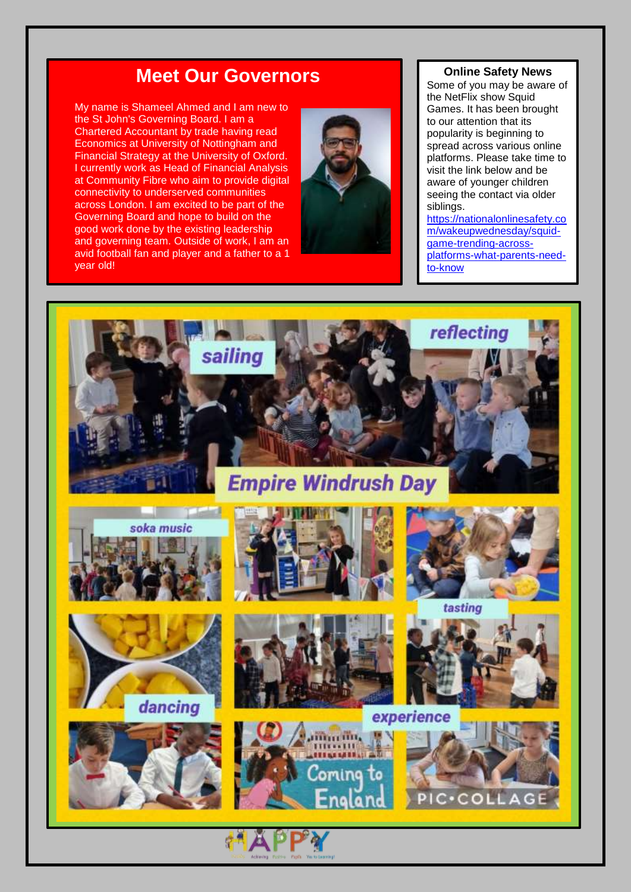## Meet Our Governors

My name is Shameel Ahmed and I am new to the St John's Governing Board. I am a Chartered Accountant by trade having read Economics at University of Nottingham and Financial Strategy at the University of Oxford. I currently work as Head of Financial Analysis at Community Fibre who aim to provide digital connectivity to underserved communities across London. I am excited to be part of the Governing Board and hope to build on the good work done by the existing leadership and governing team. Outside of work, I am an avid football fan and player and a father to a 1 year old!

### Online Safety News

Some of you may be aware of the NetFlix show Squid Games. It has been brought to our attention that its popularity is beginning to spread across various online platforms. Please take time to visit the link below and be aware of younger children seeing the contact via older siblings.

https://nationalonlinesafety.com/wakeupwednesday/squid-game-trending-across-platforms-what-parents-need-to-know

### Empire Windrush Day

sailing · reflecting · soka music · tasting · dancing · experience

Coming to England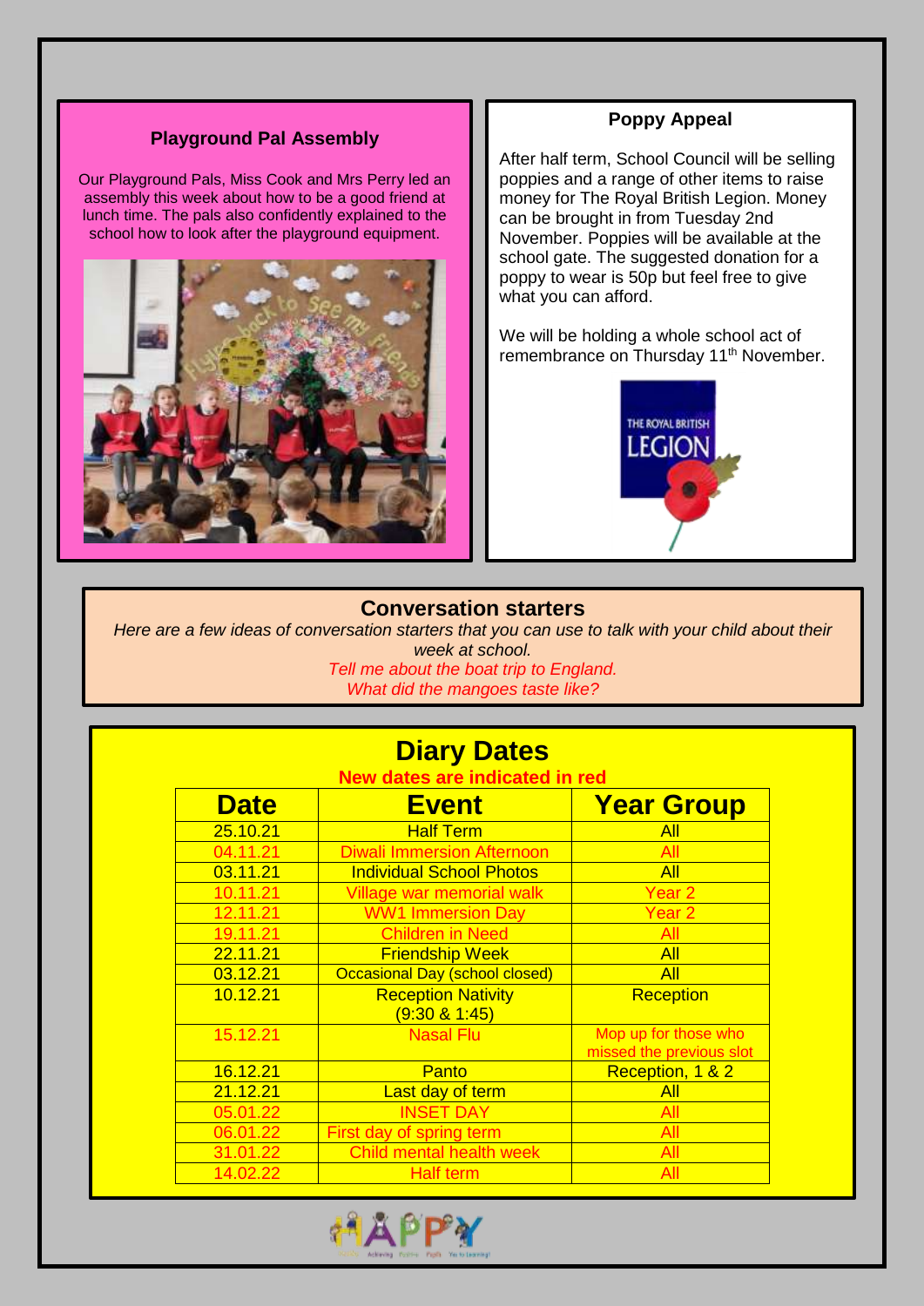## Playground Pal Assembly

Our Playground Pals, Miss Cook and Mrs Perry led an assembly this week about how to be a good friend at lunch time. The pals also confidently explained to the school how to look after the playground equipment.

## Poppy Appeal

After half term, School Council will be selling poppies and a range of other items to raise money for The Royal British Legion. Money can be brought in from Tuesday 2nd November. Poppies will be available at the school gate. The suggested donation for a poppy to wear is 50p but feel free to give what you can afford.

We will be holding a whole school act of remembrance on Thursday 11th November.

## Conversation starters

*Here are a few ideas of conversation starters that you can use to talk with your child about their week at school.*

*Tell me about the boat trip to England.*

*What did the mangoes taste like?*

## Diary Dates

**New dates are indicated in red**

| Date | Event | Year Group |
| --- | --- | --- |
| 25.10.21 | Half Term | All |
| 04.11.21 | Diwali Immersion Afternoon | All |
| 03.11.21 | Individual School Photos | All |
| 10.11.21 | Village war memorial walk | Year 2 |
| 12.11.21 | WW1 Immersion Day | Year 2 |
| 19.11.21 | Children in Need | All |
| 22.11.21 | Friendship Week | All |
| 03.12.21 | Occasional Day (school closed) | All |
| 10.12.21 | Reception Nativity (9:30 & 1:45) | Reception |
| 15.12.21 | Nasal Flu | Mop up for those who missed the previous slot |
| 16.12.21 | Panto | Reception, 1 & 2 |
| 21.12.21 | Last day of term | All |
| 05.01.22 | INSET DAY | All |
| 06.01.22 | First day of spring term | All |
| 31.01.22 | Child mental health week | All |
| 14.02.22 | Half term | All |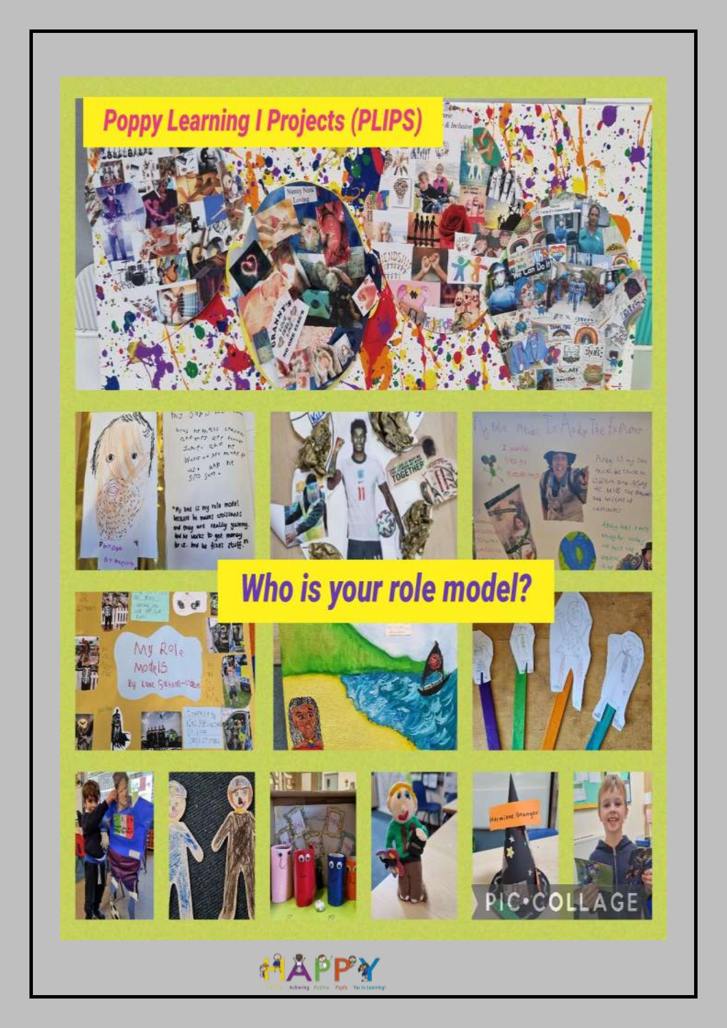# Poppy Learning I Projects (PLIPS)

## Who is your role model?